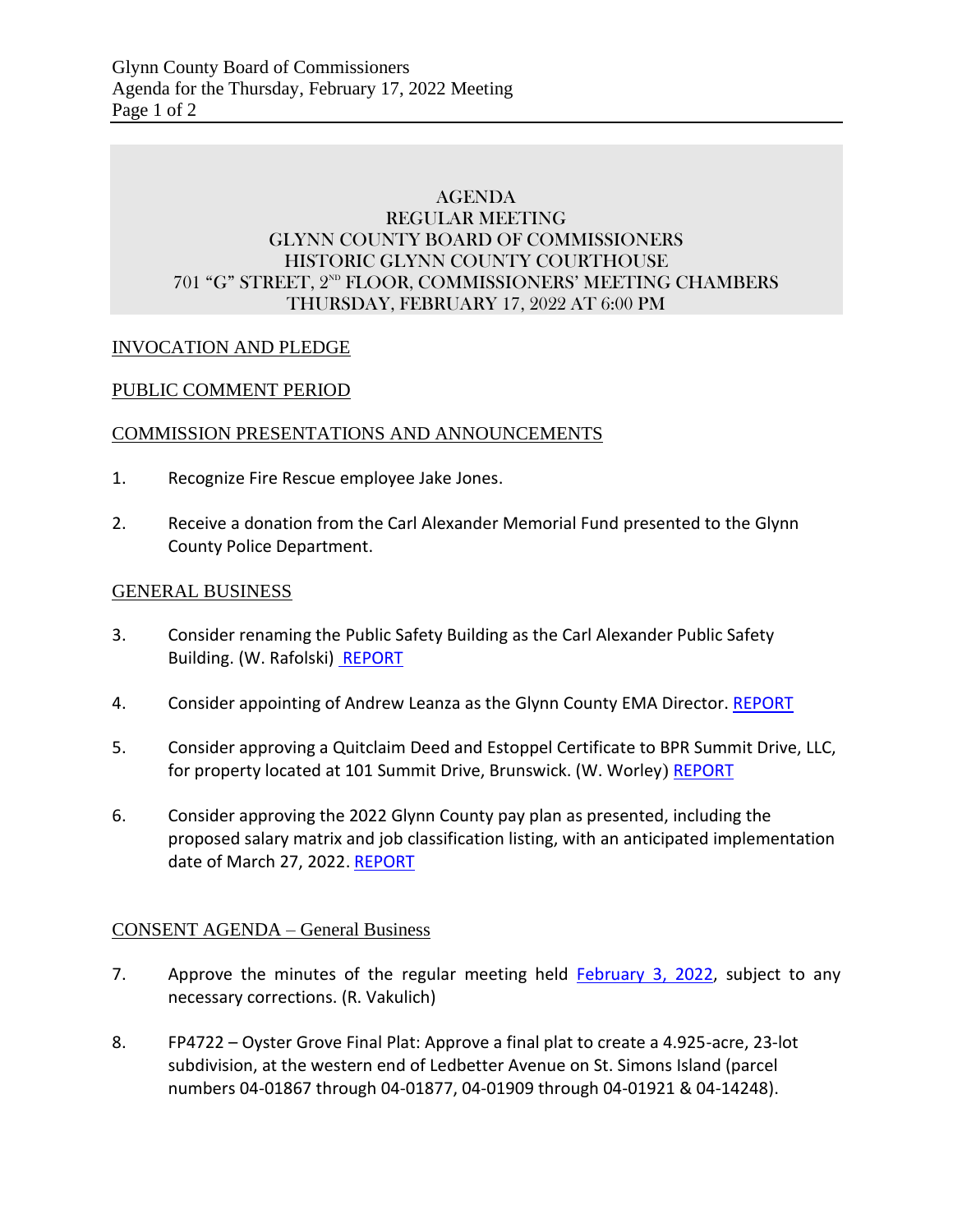# AGENDA
## REGULAR MEETING
## GLYNN COUNTY BOARD OF COMMISSIONERS
## HISTORIC GLYNN COUNTY COURTHOUSE
## 701 "G" STREET, 2ND FLOOR, COMMISSIONERS' MEETING CHAMBERS
## THURSDAY, FEBRUARY 17, 2022 AT 6:00 PM

INVOCATION AND PLEDGE

PUBLIC COMMENT PERIOD

COMMISSION PRESENTATIONS AND ANNOUNCEMENTS

1. Recognize Fire Rescue employee Jake Jones.

2. Receive a donation from the Carl Alexander Memorial Fund presented to the Glynn County Police Department.

GENERAL BUSINESS

3. Consider renaming the Public Safety Building as the Carl Alexander Public Safety Building. (W. Rafolski) REPORT

4. Consider appointing of Andrew Leanza as the Glynn County EMA Director. REPORT

5. Consider approving a Quitclaim Deed and Estoppel Certificate to BPR Summit Drive, LLC, for property located at 101 Summit Drive, Brunswick. (W. Worley) REPORT

6. Consider approving the 2022 Glynn County pay plan as presented, including the proposed salary matrix and job classification listing, with an anticipated implementation date of March 27, 2022. REPORT

CONSENT AGENDA – General Business

7. Approve the minutes of the regular meeting held February 3, 2022, subject to any necessary corrections. (R. Vakulich)

8. FP4722 – Oyster Grove Final Plat: Approve a final plat to create a 4.925-acre, 23-lot subdivision, at the western end of Ledbetter Avenue on St. Simons Island (parcel numbers 04-01867 through 04-01877, 04-01909 through 04-01921 & 04-14248).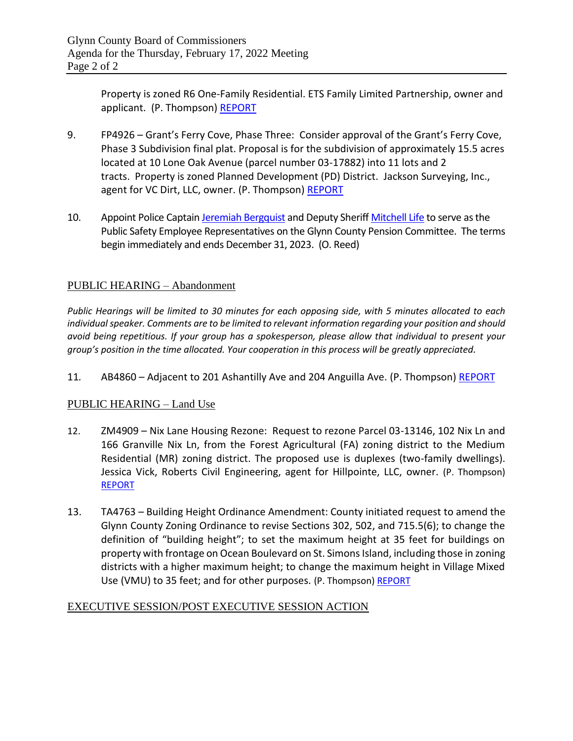Property is zoned R6 One-Family Residential. ETS Family Limited Partnership, owner and applicant. (P. Thompson) REPORT

9. FP4926 – Grant's Ferry Cove, Phase Three: Consider approval of the Grant's Ferry Cove, Phase 3 Subdivision final plat. Proposal is for the subdivision of approximately 15.5 acres located at 10 Lone Oak Avenue (parcel number 03-17882) into 11 lots and 2 tracts. Property is zoned Planned Development (PD) District. Jackson Surveying, Inc., agent for VC Dirt, LLC, owner. (P. Thompson) REPORT

10. Appoint Police Captain Jeremiah Bergquist and Deputy Sheriff Mitchell Life to serve as the Public Safety Employee Representatives on the Glynn County Pension Committee. The terms begin immediately and ends December 31, 2023. (O. Reed)

## PUBLIC HEARING – Abandonment

*Public Hearings will be limited to 30 minutes for each opposing side, with 5 minutes allocated to each individual speaker. Comments are to be limited to relevant information regarding your position and should avoid being repetitious. If your group has a spokesperson, please allow that individual to present your group's position in the time allocated. Your cooperation in this process will be greatly appreciated.*

11. AB4860 – Adjacent to 201 Ashantilly Ave and 204 Anguilla Ave. (P. Thompson) REPORT

## PUBLIC HEARING – Land Use

12. ZM4909 – Nix Lane Housing Rezone: Request to rezone Parcel 03-13146, 102 Nix Ln and 166 Granville Nix Ln, from the Forest Agricultural (FA) zoning district to the Medium Residential (MR) zoning district. The proposed use is duplexes (two-family dwellings). Jessica Vick, Roberts Civil Engineering, agent for Hillpointe, LLC, owner. (P. Thompson) REPORT

13. TA4763 – Building Height Ordinance Amendment: County initiated request to amend the Glynn County Zoning Ordinance to revise Sections 302, 502, and 715.5(6); to change the definition of "building height"; to set the maximum height at 35 feet for buildings on property with frontage on Ocean Boulevard on St. Simons Island, including those in zoning districts with a higher maximum height; to change the maximum height in Village Mixed Use (VMU) to 35 feet; and for other purposes. (P. Thompson) REPORT

## EXECUTIVE SESSION/POST EXECUTIVE SESSION ACTION